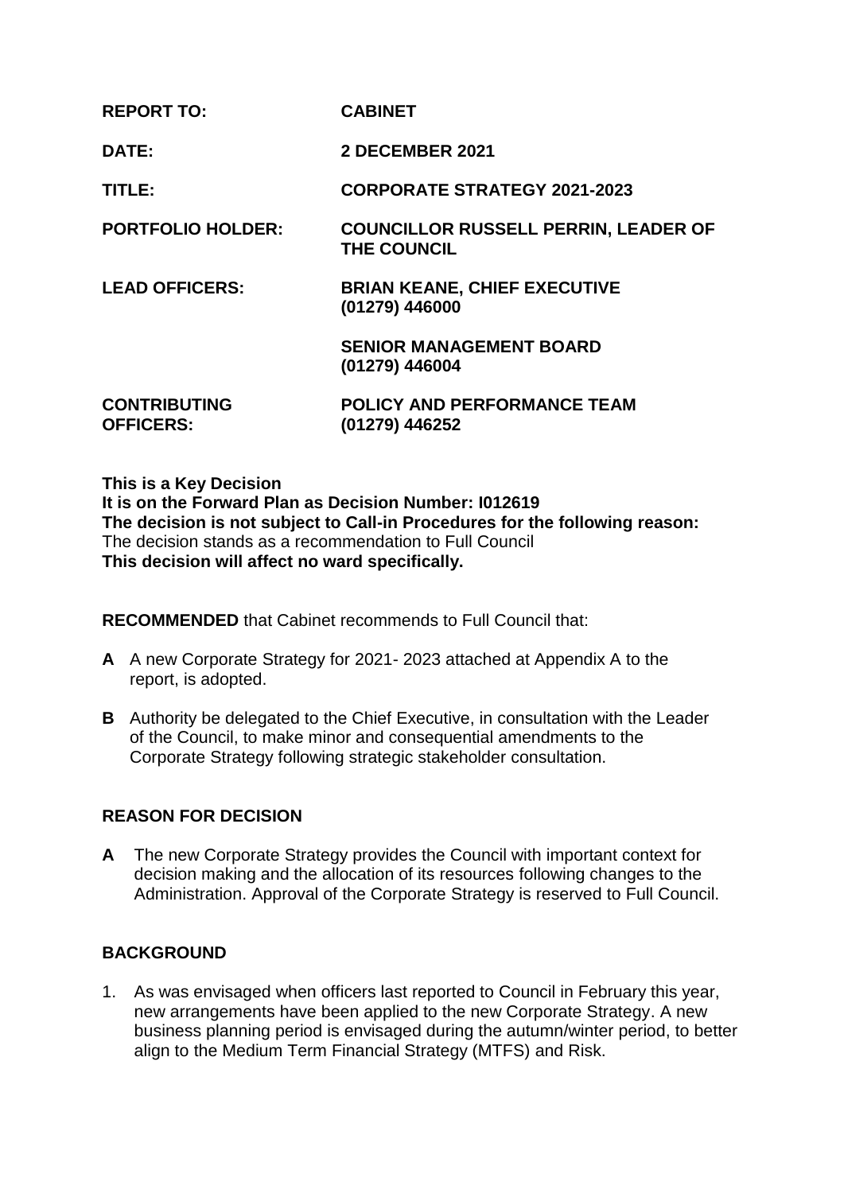| | |
|---|---|
| **REPORT TO:** | **CABINET** |
| **DATE:** | **2 DECEMBER 2021** |
| **TITLE:** | **CORPORATE STRATEGY 2021-2023** |
| **PORTFOLIO HOLDER:** | **COUNCILLOR RUSSELL PERRIN, LEADER OF THE COUNCIL** |
| **LEAD OFFICERS:** | **BRIAN KEANE, CHIEF EXECUTIVE (01279) 446000** |
| | **SENIOR MANAGEMENT BOARD (01279) 446004** |
| **CONTRIBUTING OFFICERS:** | **POLICY AND PERFORMANCE TEAM (01279) 446252** |

**This is a Key Decision**
**It is on the Forward Plan as Decision Number: I012619**
**The decision is not subject to Call-in Procedures for the following reason:**
The decision stands as a recommendation to Full Council
**This decision will affect no ward specifically.**

**RECOMMENDED** that Cabinet recommends to Full Council that:

**A** A new Corporate Strategy for 2021- 2023 attached at Appendix A to the report, is adopted.

**B** Authority be delegated to the Chief Executive, in consultation with the Leader of the Council, to make minor and consequential amendments to the Corporate Strategy following strategic stakeholder consultation.

## REASON FOR DECISION

**A** The new Corporate Strategy provides the Council with important context for decision making and the allocation of its resources following changes to the Administration. Approval of the Corporate Strategy is reserved to Full Council.

## BACKGROUND

1. As was envisaged when officers last reported to Council in February this year, new arrangements have been applied to the new Corporate Strategy. A new business planning period is envisaged during the autumn/winter period, to better align to the Medium Term Financial Strategy (MTFS) and Risk.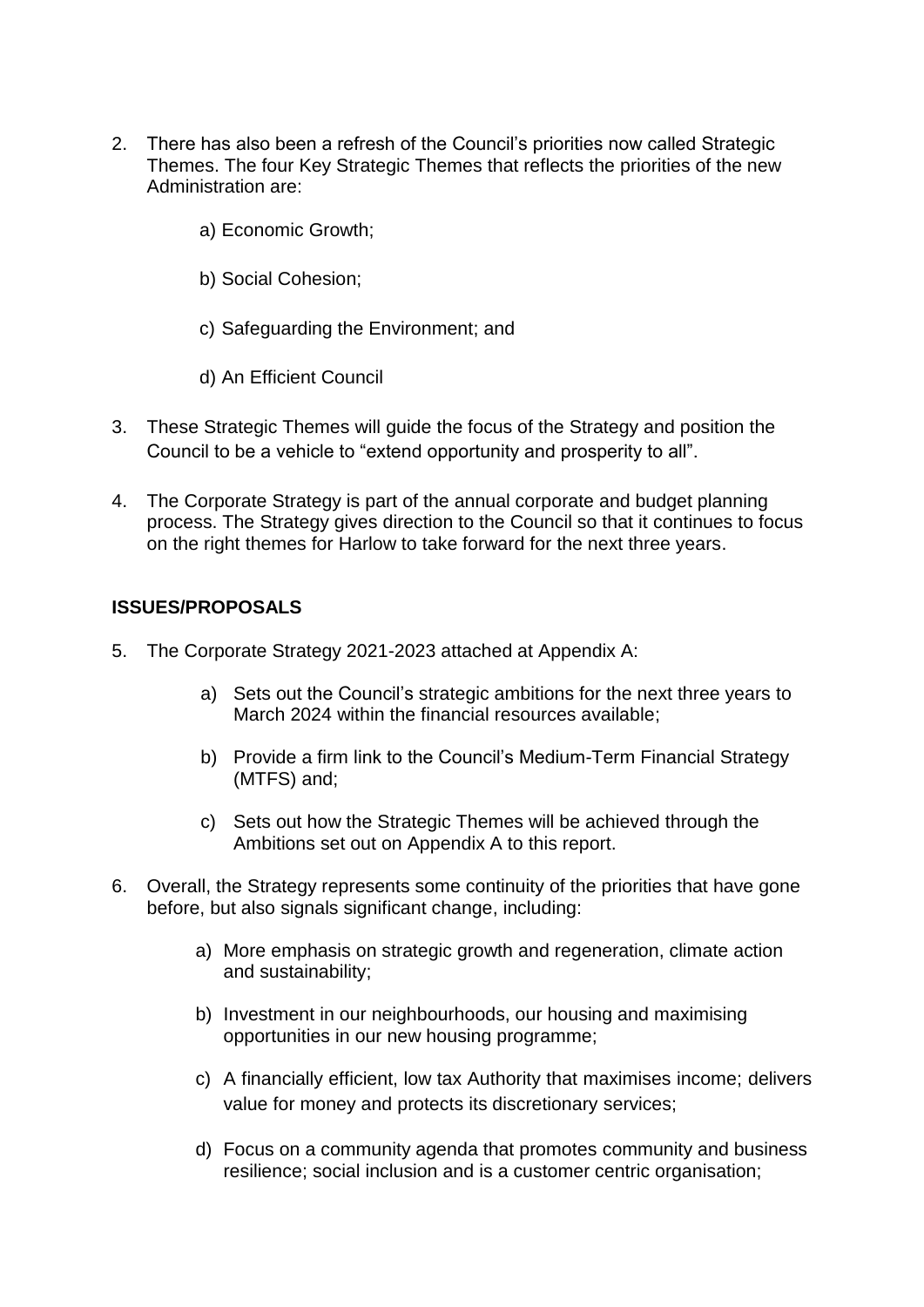2. There has also been a refresh of the Council's priorities now called Strategic Themes. The four Key Strategic Themes that reflects the priorities of the new Administration are:

   a) Economic Growth;

   b) Social Cohesion;

   c) Safeguarding the Environment; and

   d) An Efficient Council

3. These Strategic Themes will guide the focus of the Strategy and position the Council to be a vehicle to "extend opportunity and prosperity to all".

4. The Corporate Strategy is part of the annual corporate and budget planning process. The Strategy gives direction to the Council so that it continues to focus on the right themes for Harlow to take forward for the next three years.

**ISSUES/PROPOSALS**

5. The Corporate Strategy 2021-2023 attached at Appendix A:

   a) Sets out the Council's strategic ambitions for the next three years to March 2024 within the financial resources available;

   b) Provide a firm link to the Council's Medium-Term Financial Strategy (MTFS) and;

   c) Sets out how the Strategic Themes will be achieved through the Ambitions set out on Appendix A to this report.

6. Overall, the Strategy represents some continuity of the priorities that have gone before, but also signals significant change, including:

   a) More emphasis on strategic growth and regeneration, climate action and sustainability;

   b) Investment in our neighbourhoods, our housing and maximising opportunities in our new housing programme;

   c) A financially efficient, low tax Authority that maximises income; delivers value for money and protects its discretionary services;

   d) Focus on a community agenda that promotes community and business resilience; social inclusion and is a customer centric organisation;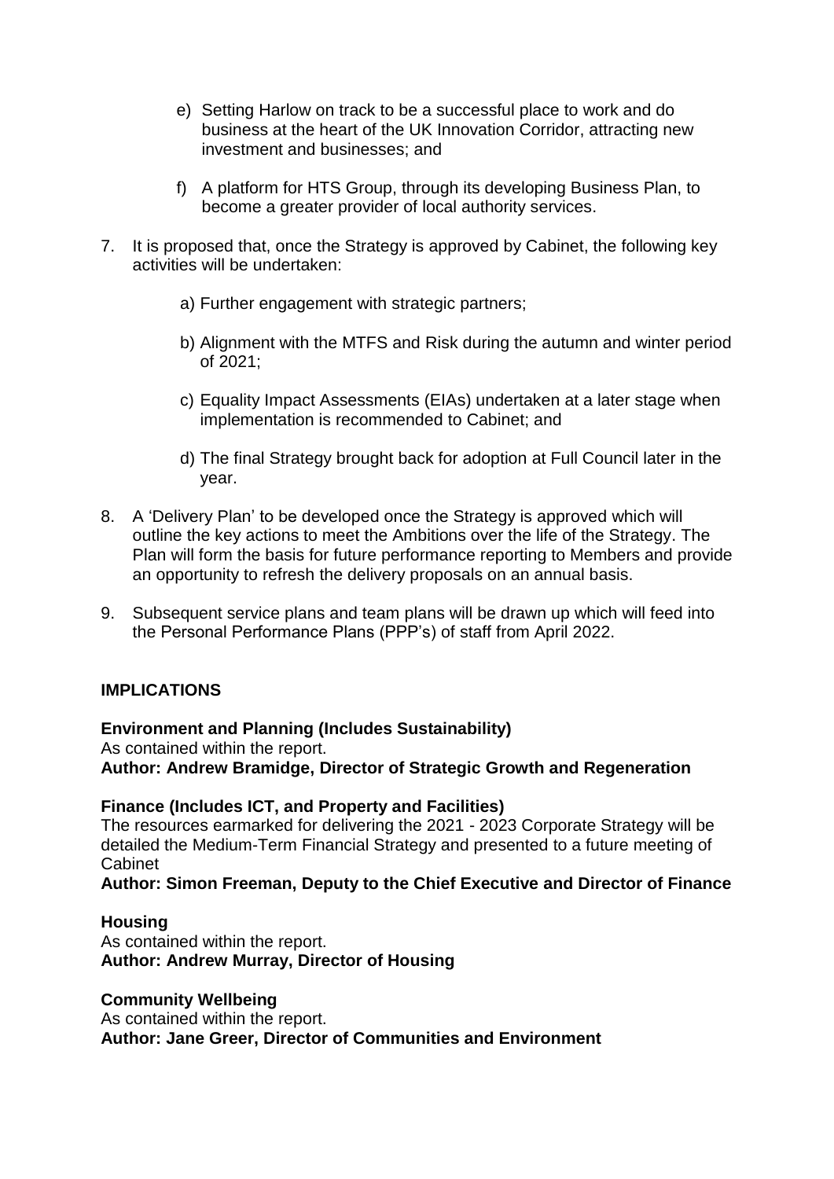e) Setting Harlow on track to be a successful place to work and do business at the heart of the UK Innovation Corridor, attracting new investment and businesses; and

f) A platform for HTS Group, through its developing Business Plan, to become a greater provider of local authority services.

7. It is proposed that, once the Strategy is approved by Cabinet, the following key activities will be undertaken:

   a) Further engagement with strategic partners;

   b) Alignment with the MTFS and Risk during the autumn and winter period of 2021;

   c) Equality Impact Assessments (EIAs) undertaken at a later stage when implementation is recommended to Cabinet; and

   d) The final Strategy brought back for adoption at Full Council later in the year.

8. A 'Delivery Plan' to be developed once the Strategy is approved which will outline the key actions to meet the Ambitions over the life of the Strategy. The Plan will form the basis for future performance reporting to Members and provide an opportunity to refresh the delivery proposals on an annual basis.

9. Subsequent service plans and team plans will be drawn up which will feed into the Personal Performance Plans (PPP's) of staff from April 2022.

## IMPLICATIONS

**Environment and Planning (Includes Sustainability)**
As contained within the report.
**Author: Andrew Bramidge, Director of Strategic Growth and Regeneration**

**Finance (Includes ICT, and Property and Facilities)**
The resources earmarked for delivering the 2021 - 2023 Corporate Strategy will be detailed the Medium-Term Financial Strategy and presented to a future meeting of Cabinet
**Author: Simon Freeman, Deputy to the Chief Executive and Director of Finance**

**Housing**
As contained within the report.
**Author: Andrew Murray, Director of Housing**

**Community Wellbeing**
As contained within the report.
**Author: Jane Greer, Director of Communities and Environment**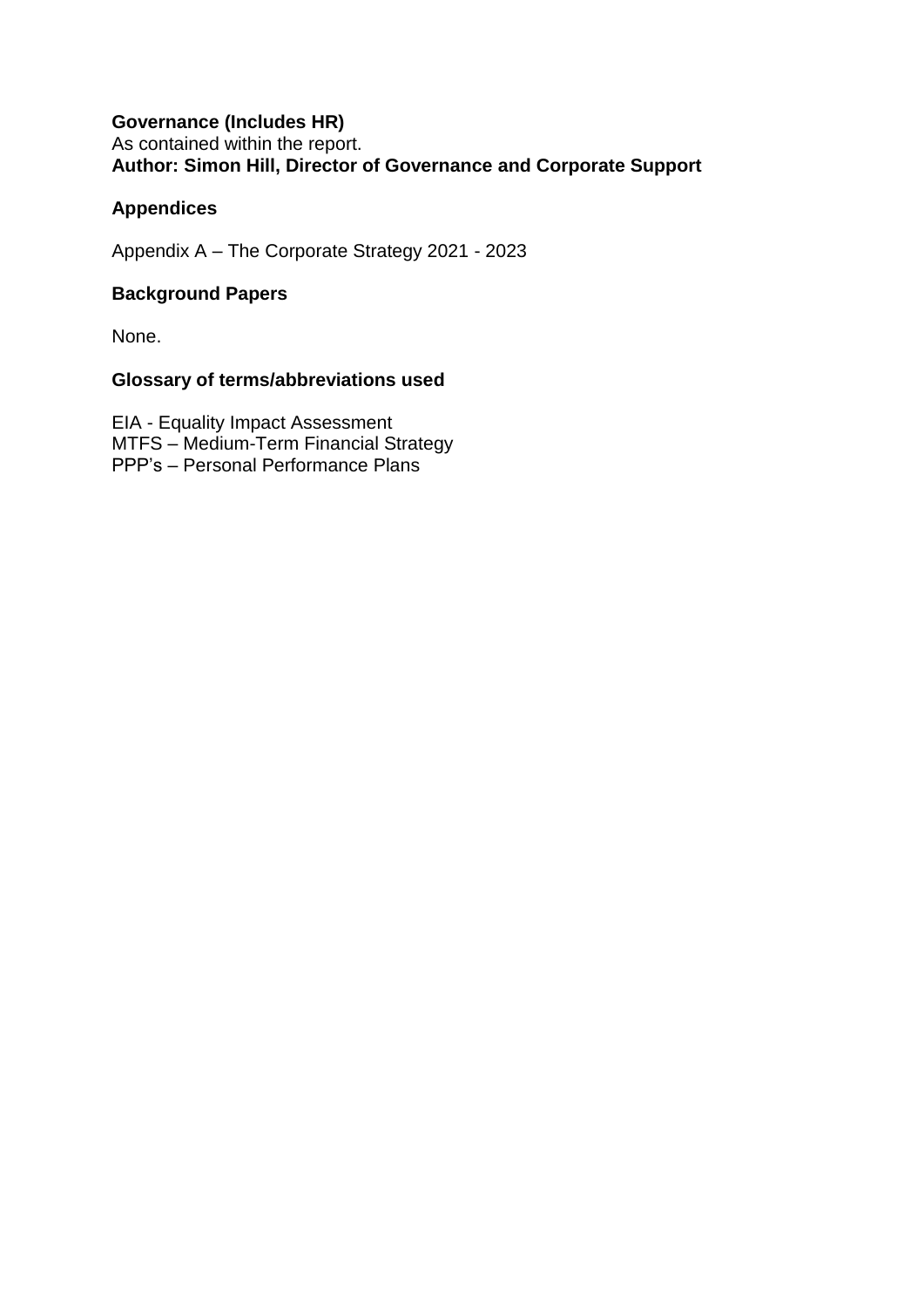**Governance (Includes HR)**
As contained within the report.
**Author: Simon Hill, Director of Governance and Corporate Support**

**Appendices**

Appendix A – The Corporate Strategy 2021 - 2023

**Background Papers**

None.

**Glossary of terms/abbreviations used**

EIA - Equality Impact Assessment
MTFS – Medium-Term Financial Strategy
PPP's – Personal Performance Plans